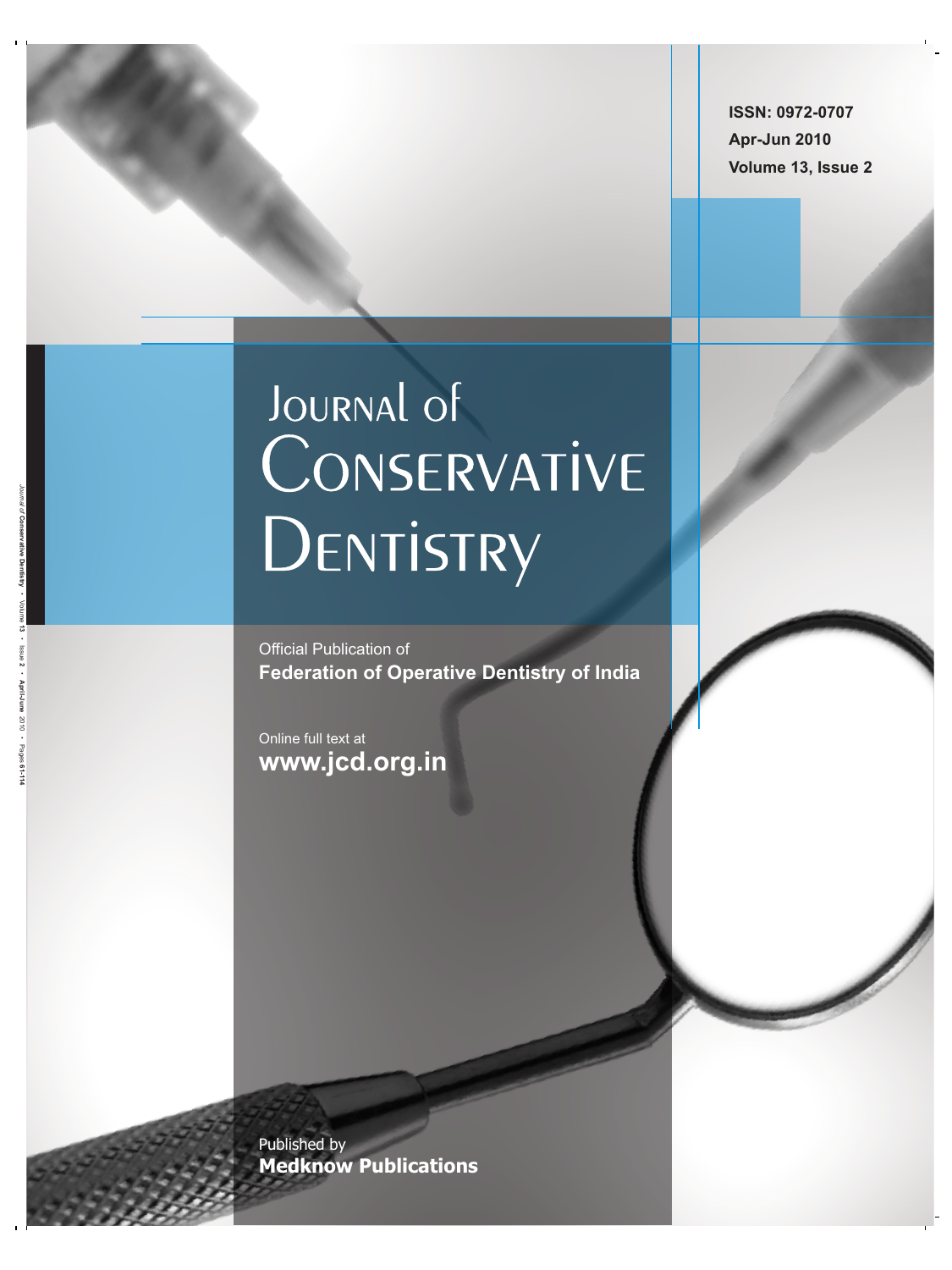ISSN: 0972-0707

Apr-Jun 2010

Volume 13, Issue 2

# Journal of Conservative Dentistry

Official Publication of
**Federation of Operative Dentistry of India**

Online full text at
**www.jcd.org.in**

Published by
**Medknow Publications**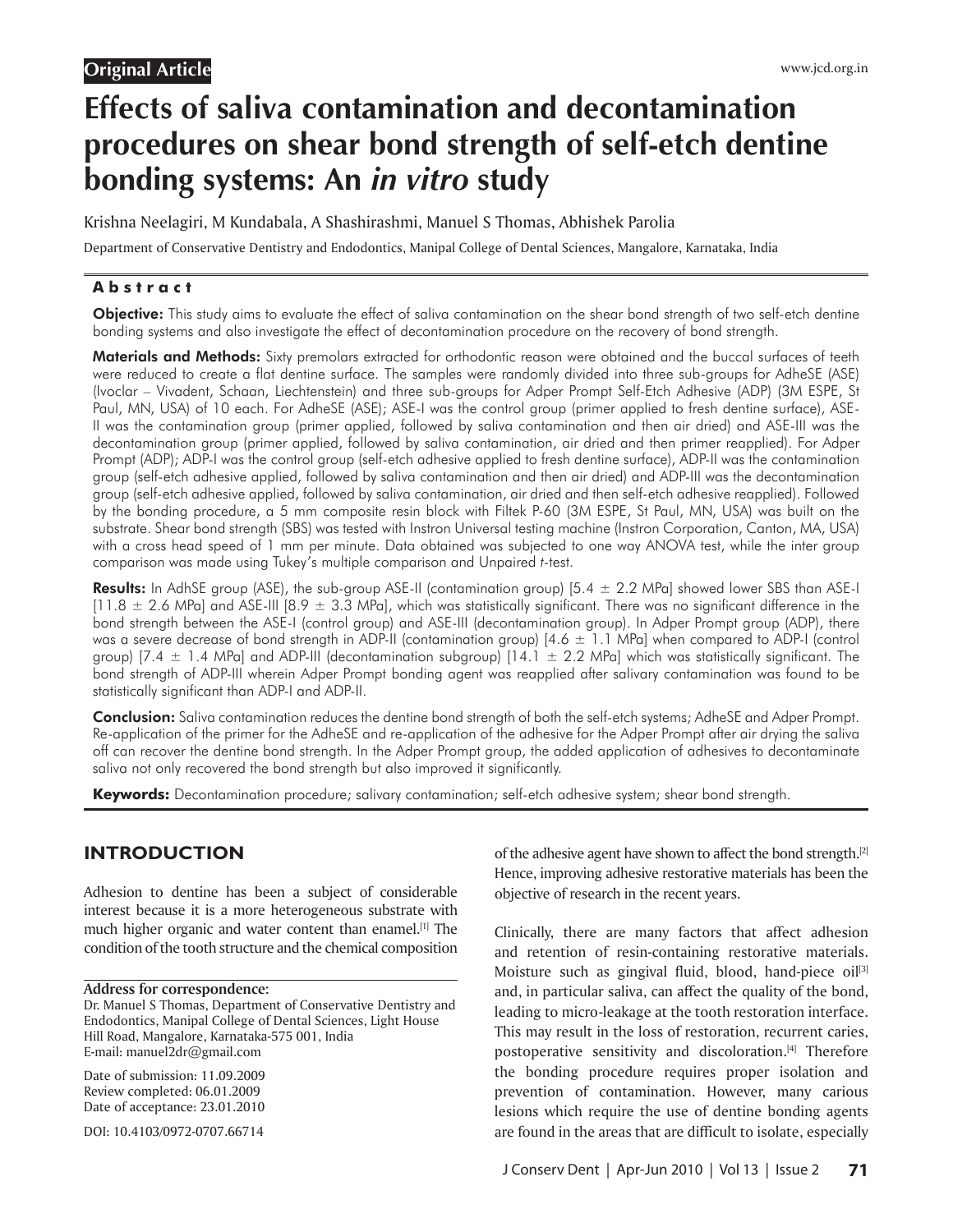**Original Article**

# Effects of saliva contamination and decontamination procedures on shear bond strength of self-etch dentine bonding systems: An *in vitro* study

Krishna Neelagiri, M Kundabala, A Shashirashmi, Manuel S Thomas, Abhishek Parolia

Department of Conservative Dentistry and Endodontics, Manipal College of Dental Sciences, Mangalore, Karnataka, India

## Abstract

**Objective:** This study aims to evaluate the effect of saliva contamination on the shear bond strength of two self-etch dentine bonding systems and also investigate the effect of decontamination procedure on the recovery of bond strength.

**Materials and Methods:** Sixty premolars extracted for orthodontic reason were obtained and the buccal surfaces of teeth were reduced to create a flat dentine surface. The samples were randomly divided into three sub-groups for AdheSE (ASE) (Ivoclar – Vivadent, Schaan, Liechtenstein) and three sub-groups for Adper Prompt Self-Etch Adhesive (ADP) (3M ESPE, St Paul, MN, USA) of 10 each. For AdheSE (ASE); ASE-I was the control group (primer applied to fresh dentine surface), ASE-II was the contamination group (primer applied, followed by saliva contamination and then air dried) and ASE-III was the decontamination group (primer applied, followed by saliva contamination, air dried and then primer reapplied). For Adper Prompt (ADP); ADP-I was the control group (self-etch adhesive applied to fresh dentine surface), ADP-II was the contamination group (self-etch adhesive applied, followed by saliva contamination and then air dried) and ADP-III was the decontamination group (self-etch adhesive applied, followed by saliva contamination, air dried and then self-etch adhesive reapplied). Followed by the bonding procedure, a 5 mm composite resin block with Filtek P-60 (3M ESPE, St Paul, MN, USA) was built on the substrate. Shear bond strength (SBS) was tested with Instron Universal testing machine (Instron Corporation, Canton, MA, USA) with a cross head speed of 1 mm per minute. Data obtained was subjected to one way ANOVA test, while the inter group comparison was made using Tukey's multiple comparison and Unpaired *t*-test.

**Results:** In AdhSE group (ASE), the sub-group ASE-II (contamination group) [5.4 ± 2.2 MPa] showed lower SBS than ASE-I [11.8 ± 2.6 MPa] and ASE-III [8.9 ± 3.3 MPa], which was statistically significant. There was no significant difference in the bond strength between the ASE-I (control group) and ASE-III (decontamination group). In Adper Prompt group (ADP), there was a severe decrease of bond strength in ADP-II (contamination group) [4.6 ± 1.1 MPa] when compared to ADP-I (control group) [7.4 ± 1.4 MPa] and ADP-III (decontamination subgroup) [14.1 ± 2.2 MPa] which was statistically significant. The bond strength of ADP-III wherein Adper Prompt bonding agent was reapplied after salivary contamination was found to be statistically significant than ADP-I and ADP-II.

**Conclusion:** Saliva contamination reduces the dentine bond strength of both the self-etch systems; AdheSE and Adper Prompt. Re-application of the primer for the AdheSE and re-application of the adhesive for the Adper Prompt after air drying the saliva off can recover the dentine bond strength. In the Adper Prompt group, the added application of adhesives to decontaminate saliva not only recovered the bond strength but also improved it significantly.

**Keywords:** Decontamination procedure; salivary contamination; self-etch adhesive system; shear bond strength.

## INTRODUCTION

Adhesion to dentine has been a subject of considerable interest because it is a more heterogeneous substrate with much higher organic and water content than enamel.[1] The condition of the tooth structure and the chemical composition of the adhesive agent have shown to affect the bond strength.[2] Hence, improving adhesive restorative materials has been the objective of research in the recent years.

Clinically, there are many factors that affect adhesion and retention of resin-containing restorative materials. Moisture such as gingival fluid, blood, hand-piece oil[3] and, in particular saliva, can affect the quality of the bond, leading to micro-leakage at the tooth restoration interface. This may result in the loss of restoration, recurrent caries, postoperative sensitivity and discoloration.[4] Therefore the bonding procedure requires proper isolation and prevention of contamination. However, many carious lesions which require the use of dentine bonding agents are found in the areas that are difficult to isolate, especially

**Address for correspondence:**
Dr. Manuel S Thomas, Department of Conservative Dentistry and Endodontics, Manipal College of Dental Sciences, Light House Hill Road, Mangalore, Karnataka-575 001, India
E-mail: manuel2dr@gmail.com

Date of submission: 11.09.2009
Review completed: 06.01.2009
Date of acceptance: 23.01.2010

DOI: 10.4103/0972-0707.66714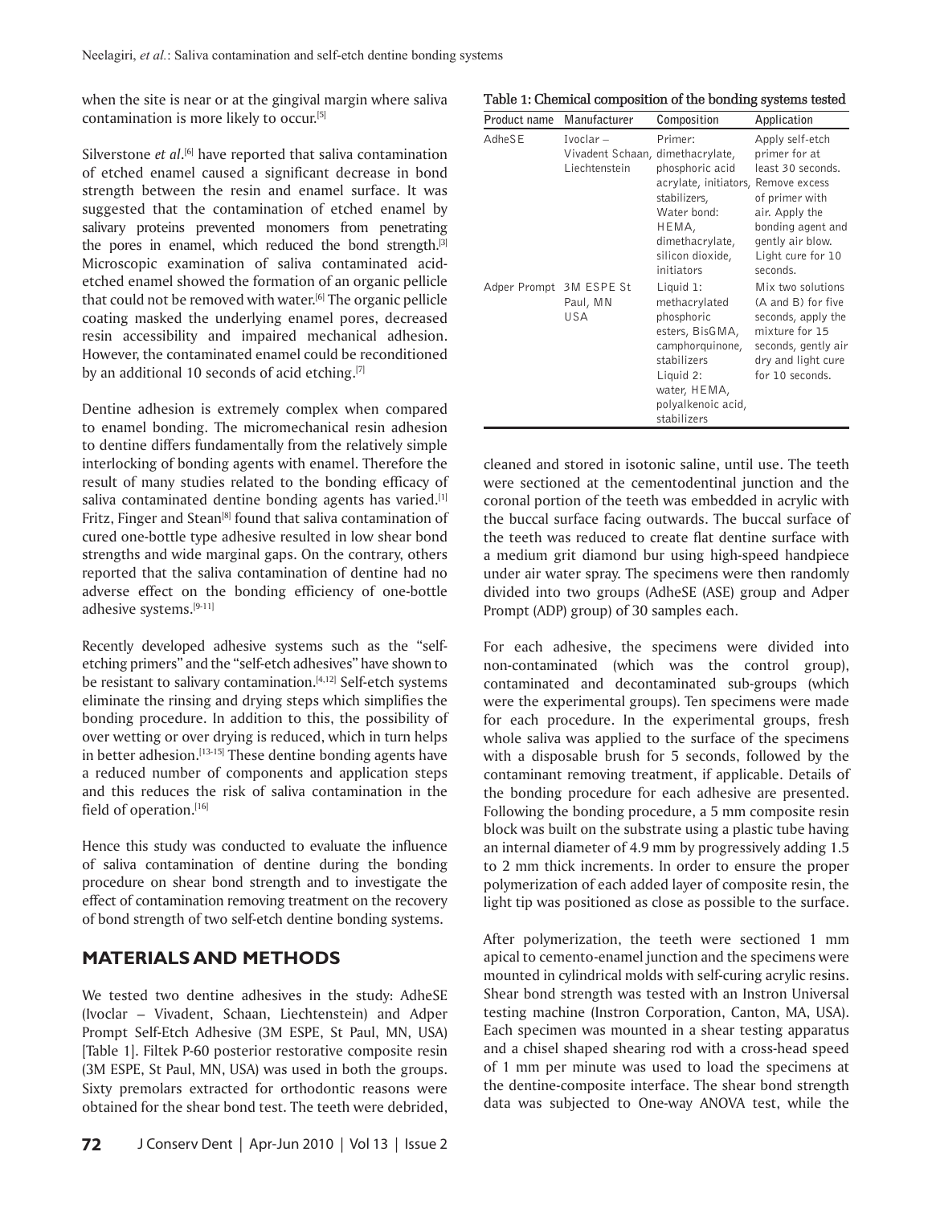when the site is near or at the gingival margin where saliva contamination is more likely to occur.[5]

Silverstone *et al*.[6] have reported that saliva contamination of etched enamel caused a significant decrease in bond strength between the resin and enamel surface. It was suggested that the contamination of etched enamel by salivary proteins prevented monomers from penetrating the pores in enamel, which reduced the bond strength.[3] Microscopic examination of saliva contaminated acid-etched enamel showed the formation of an organic pellicle that could not be removed with water.[6] The organic pellicle coating masked the underlying enamel pores, decreased resin accessibility and impaired mechanical adhesion. However, the contaminated enamel could be reconditioned by an additional 10 seconds of acid etching.[7]

Dentine adhesion is extremely complex when compared to enamel bonding. The micromechanical resin adhesion to dentine differs fundamentally from the relatively simple interlocking of bonding agents with enamel. Therefore the result of many studies related to the bonding efficacy of saliva contaminated dentine bonding agents has varied.[1] Fritz, Finger and Stean[8] found that saliva contamination of cured one-bottle type adhesive resulted in low shear bond strengths and wide marginal gaps. On the contrary, others reported that the saliva contamination of dentine had no adverse effect on the bonding efficiency of one-bottle adhesive systems.[9-11]

Recently developed adhesive systems such as the "self-etching primers" and the "self-etch adhesives" have shown to be resistant to salivary contamination.[4,12] Self-etch systems eliminate the rinsing and drying steps which simplifies the bonding procedure. In addition to this, the possibility of over wetting or over drying is reduced, which in turn helps in better adhesion.[13-15] These dentine bonding agents have a reduced number of components and application steps and this reduces the risk of saliva contamination in the field of operation.[16]

Hence this study was conducted to evaluate the influence of saliva contamination of dentine during the bonding procedure on shear bond strength and to investigate the effect of contamination removing treatment on the recovery of bond strength of two self-etch dentine bonding systems.

## MATERIALS AND METHODS

We tested two dentine adhesives in the study: AdheSE (Ivoclar – Vivadent, Schaan, Liechtenstein) and Adper Prompt Self-Etch Adhesive (3M ESPE, St Paul, MN, USA) [Table 1]. Filtek P-60 posterior restorative composite resin (3M ESPE, St Paul, MN, USA) was used in both the groups. Sixty premolars extracted for orthodontic reasons were obtained for the shear bond test. The teeth were debrided, cleaned and stored in isotonic saline, until use. The teeth were sectioned at the cementodentinal junction and the coronal portion of the teeth was embedded in acrylic with the buccal surface facing outwards. The buccal surface of the teeth was reduced to create flat dentine surface with a medium grit diamond bur using high-speed handpiece under air water spray. The specimens were then randomly divided into two groups (AdheSE (ASE) group and Adper Prompt (ADP) group) of 30 samples each.

**Table 1: Chemical composition of the bonding systems tested**

| Product name | Manufacturer | Composition | Application |
|---|---|---|---|
| AdheSE | Ivoclar – Vivadent Schaan, Liechtenstein | Primer: dimethacrylate, phosphoric acid acrylate, initiators, stabilizers, Water bond: HEMA, dimethacrylate, silicon dioxide, initiators | Apply self-etch primer for at least 30 seconds. Remove excess of primer with air. Apply the bonding agent and gently air blow. Light cure for 10 seconds. |
| Adper Prompt | 3M ESPE St Paul, MN USA | Liquid 1: methacrylated phosphoric esters, BisGMA, camphorquinone, stabilizers Liquid 2: water, HEMA, polyalkenoic acid, stabilizers | Mix two solutions (A and B) for five seconds, apply the mixture for 15 seconds, gently air dry and light cure for 10 seconds. |

For each adhesive, the specimens were divided into non-contaminated (which was the control group), contaminated and decontaminated sub-groups (which were the experimental groups). Ten specimens were made for each procedure. In the experimental groups, fresh whole saliva was applied to the surface of the specimens with a disposable brush for 5 seconds, followed by the contaminant removing treatment, if applicable. Details of the bonding procedure for each adhesive are presented. Following the bonding procedure, a 5 mm composite resin block was built on the substrate using a plastic tube having an internal diameter of 4.9 mm by progressively adding 1.5 to 2 mm thick increments. In order to ensure the proper polymerization of each added layer of composite resin, the light tip was positioned as close as possible to the surface.

After polymerization, the teeth were sectioned 1 mm apical to cemento-enamel junction and the specimens were mounted in cylindrical molds with self-curing acrylic resins. Shear bond strength was tested with an Instron Universal testing machine (Instron Corporation, Canton, MA, USA). Each specimen was mounted in a shear testing apparatus and a chisel shaped shearing rod with a cross-head speed of 1 mm per minute was used to load the specimens at the dentine-composite interface. The shear bond strength data was subjected to One-way ANOVA test, while the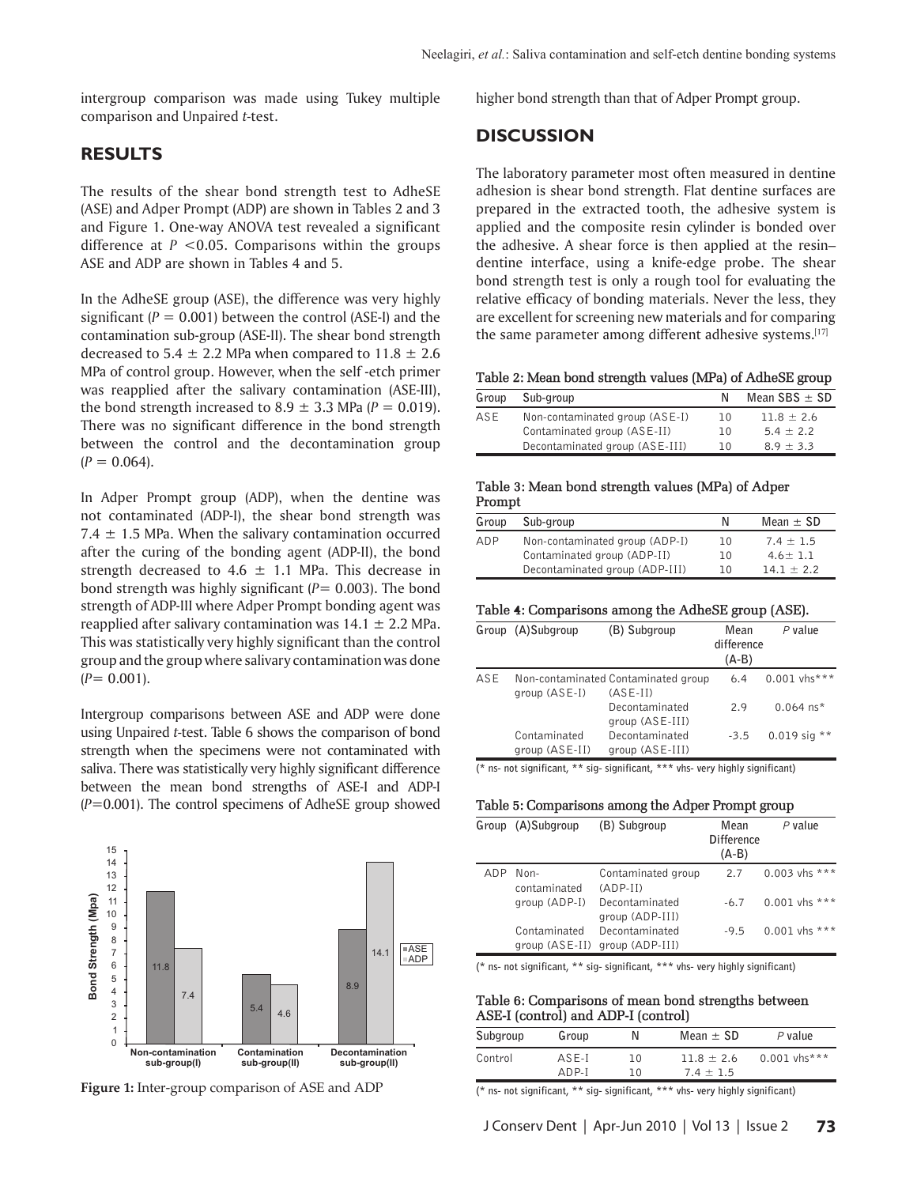intergroup comparison was made using Tukey multiple comparison and Unpaired *t*-test.

## RESULTS

The results of the shear bond strength test to AdheSE (ASE) and Adper Prompt (ADP) are shown in Tables 2 and 3 and Figure 1. One-way ANOVA test revealed a significant difference at $P < 0.05$. Comparisons within the groups ASE and ADP are shown in Tables 4 and 5.

In the AdheSE group (ASE), the difference was very highly significant ($P = 0.001$) between the control (ASE-I) and the contamination sub-group (ASE-II). The shear bond strength decreased to $5.4 \pm 2.2$ MPa when compared to $11.8 \pm 2.6$ MPa of control group. However, when the self -etch primer was reapplied after the salivary contamination (ASE-III), the bond strength increased to $8.9 \pm 3.3$ MPa ($P = 0.019$). There was no significant difference in the bond strength between the control and the decontamination group ($P = 0.064$).

In Adper Prompt group (ADP), when the dentine was not contaminated (ADP-I), the shear bond strength was $7.4 \pm 1.5$ MPa. When the salivary contamination occurred after the curing of the bonding agent (ADP-II), the bond strength decreased to $4.6 \pm 1.1$ MPa. This decrease in bond strength was highly significant ($P= 0.003$). The bond strength of ADP-III where Adper Prompt bonding agent was reapplied after salivary contamination was $14.1 \pm 2.2$ MPa. This was statistically very highly significant than the control group and the group where salivary contamination was done ($P= 0.001$).

Intergroup comparisons between ASE and ADP were done using Unpaired *t*-test. Table 6 shows the comparison of bond strength when the specimens were not contaminated with saliva. There was statistically very highly significant difference between the mean bond strengths of ASE-I and ADP-I ($P=0.001$). The control specimens of AdheSE group showed higher bond strength than that of Adper Prompt group.

Figure 1: Inter-group comparison of ASE and ADP

## DISCUSSION

The laboratory parameter most often measured in dentine adhesion is shear bond strength. Flat dentine surfaces are prepared in the extracted tooth, the adhesive system is applied and the composite resin cylinder is bonded over the adhesive. A shear force is then applied at the resin–dentine interface, using a knife-edge probe. The shear bond strength test is only a rough tool for evaluating the relative efficacy of bonding materials. Never the less, they are excellent for screening new materials and for comparing the same parameter among different adhesive systems.[17]

**Table 2: Mean bond strength values (MPa) of AdheSE group**

| Group | Sub-group | N | Mean SBS ± SD |
|---|---|---|---|
| ASE | Non-contaminated group (ASE-I) | 10 | 11.8 ± 2.6 |
| | Contaminated group (ASE-II) | 10 | 5.4 ± 2.2 |
| | Decontaminated group (ASE-III) | 10 | 8.9 ± 3.3 |

**Table 3: Mean bond strength values (MPa) of Adper Prompt**

| Group | Sub-group | N | Mean ± SD |
|---|---|---|---|
| ADP | Non-contaminated group (ADP-I) | 10 | 7.4 ± 1.5 |
| | Contaminated group (ADP-II) | 10 | 4.6± 1.1 |
| | Decontaminated group (ADP-III) | 10 | 14.1 ± 2.2 |

**Table 4: Comparisons among the AdheSE group (ASE).**

| Group | (A)Subgroup | (B) Subgroup | Mean difference (A-B) | *P* value |
|---|---|---|---|---|
| ASE | Non-contaminated group (ASE-I) | Contaminated group (ASE-II) | 6.4 | 0.001 vhs*** |
| | | Decontaminated group (ASE-III) | 2.9 | 0.064 ns* |
| | Contaminated group (ASE-II) | Decontaminated group (ASE-III) | -3.5 | 0.019 sig ** |

(* ns- not significant, ** sig- significant, *** vhs- very highly significant)

**Table 5: Comparisons among the Adper Prompt group**

| Group | (A)Subgroup | (B) Subgroup | Mean Difference (A-B) | *P* value |
|---|---|---|---|---|
| ADP | Non-contaminated group (ADP-I) | Contaminated group (ADP-II) | 2.7 | 0.003 vhs *** |
| | | Decontaminated group (ADP-III) | -6.7 | 0.001 vhs *** |
| | Contaminated group (ASE-II) | Decontaminated group (ADP-III) | -9.5 | 0.001 vhs *** |

(* ns- not significant, ** sig- significant, *** vhs- very highly significant)

**Table 6: Comparisons of mean bond strengths between ASE-I (control) and ADP-I (control)**

| Subgroup | Group | N | Mean ± SD | *P* value |
|---|---|---|---|---|
| Control | ASE-I | 10 | 11.8 ± 2.6 | 0.001 vhs*** |
| | ADP-I | 10 | 7.4 ± 1.5 | |

(* ns- not significant, ** sig- significant, *** vhs- very highly significant)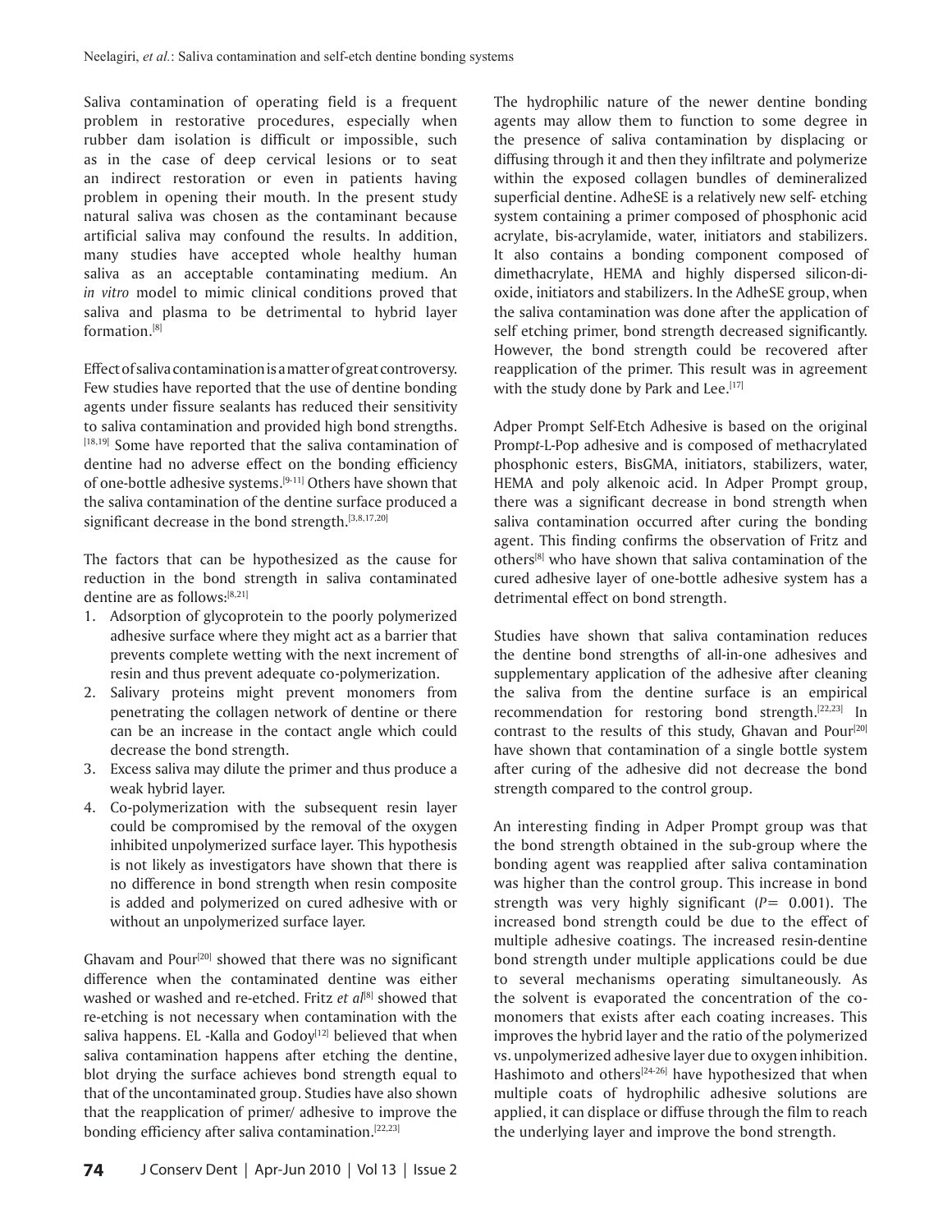Saliva contamination of operating field is a frequent problem in restorative procedures, especially when rubber dam isolation is difficult or impossible, such as in the case of deep cervical lesions or to seat an indirect restoration or even in patients having problem in opening their mouth. In the present study natural saliva was chosen as the contaminant because artificial saliva may confound the results. In addition, many studies have accepted whole healthy human saliva as an acceptable contaminating medium. An *in vitro* model to mimic clinical conditions proved that saliva and plasma to be detrimental to hybrid layer formation.[8]

Effect of saliva contamination is a matter of great controversy. Few studies have reported that the use of dentine bonding agents under fissure sealants has reduced their sensitivity to saliva contamination and provided high bond strengths.[18,19] Some have reported that the saliva contamination of dentine had no adverse effect on the bonding efficiency of one-bottle adhesive systems.[9-11] Others have shown that the saliva contamination of the dentine surface produced a significant decrease in the bond strength.[3,8,17,20]

The factors that can be hypothesized as the cause for reduction in the bond strength in saliva contaminated dentine are as follows:[8,21]

1. Adsorption of glycoprotein to the poorly polymerized adhesive surface where they might act as a barrier that prevents complete wetting with the next increment of resin and thus prevent adequate co-polymerization.
2. Salivary proteins might prevent monomers from penetrating the collagen network of dentine or there can be an increase in the contact angle which could decrease the bond strength.
3. Excess saliva may dilute the primer and thus produce a weak hybrid layer.
4. Co-polymerization with the subsequent resin layer could be compromised by the removal of the oxygen inhibited unpolymerized surface layer. This hypothesis is not likely as investigators have shown that there is no difference in bond strength when resin composite is added and polymerized on cured adhesive with or without an unpolymerized surface layer.

Ghavam and Pour[20] showed that there was no significant difference when the contaminated dentine was either washed or washed and re-etched. Fritz *et al*[8] showed that re-etching is not necessary when contamination with the saliva happens. EL -Kalla and Godoy[12] believed that when saliva contamination happens after etching the dentine, blot drying the surface achieves bond strength equal to that of the uncontaminated group. Studies have also shown that the reapplication of primer/ adhesive to improve the bonding efficiency after saliva contamination.[22,23]

The hydrophilic nature of the newer dentine bonding agents may allow them to function to some degree in the presence of saliva contamination by displacing or diffusing through it and then they infiltrate and polymerize within the exposed collagen bundles of demineralized superficial dentine. AdheSE is a relatively new self- etching system containing a primer composed of phosphonic acid acrylate, bis-acrylamide, water, initiators and stabilizers. It also contains a bonding component composed of dimethacrylate, HEMA and highly dispersed silicon-di-oxide, initiators and stabilizers. In the AdheSE group, when the saliva contamination was done after the application of self etching primer, bond strength decreased significantly. However, the bond strength could be recovered after reapplication of the primer. This result was in agreement with the study done by Park and Lee.[17]

Adper Prompt Self-Etch Adhesive is based on the original Prompt-L-Pop adhesive and is composed of methacrylated phosphonic esters, BisGMA, initiators, stabilizers, water, HEMA and poly alkenoic acid. In Adper Prompt group, there was a significant decrease in bond strength when saliva contamination occurred after curing the bonding agent. This finding confirms the observation of Fritz and others[8] who have shown that saliva contamination of the cured adhesive layer of one-bottle adhesive system has a detrimental effect on bond strength.

Studies have shown that saliva contamination reduces the dentine bond strengths of all-in-one adhesives and supplementary application of the adhesive after cleaning the saliva from the dentine surface is an empirical recommendation for restoring bond strength.[22,23] In contrast to the results of this study, Ghavan and Pour[20] have shown that contamination of a single bottle system after curing of the adhesive did not decrease the bond strength compared to the control group.

An interesting finding in Adper Prompt group was that the bond strength obtained in the sub-group where the bonding agent was reapplied after saliva contamination was higher than the control group. This increase in bond strength was very highly significant ($P = 0.001$). The increased bond strength could be due to the effect of multiple adhesive coatings. The increased resin-dentine bond strength under multiple applications could be due to several mechanisms operating simultaneously. As the solvent is evaporated the concentration of the co-monomers that exists after each coating increases. This improves the hybrid layer and the ratio of the polymerized vs. unpolymerized adhesive layer due to oxygen inhibition. Hashimoto and others[24-26] have hypothesized that when multiple coats of hydrophilic adhesive solutions are applied, it can displace or diffuse through the film to reach the underlying layer and improve the bond strength.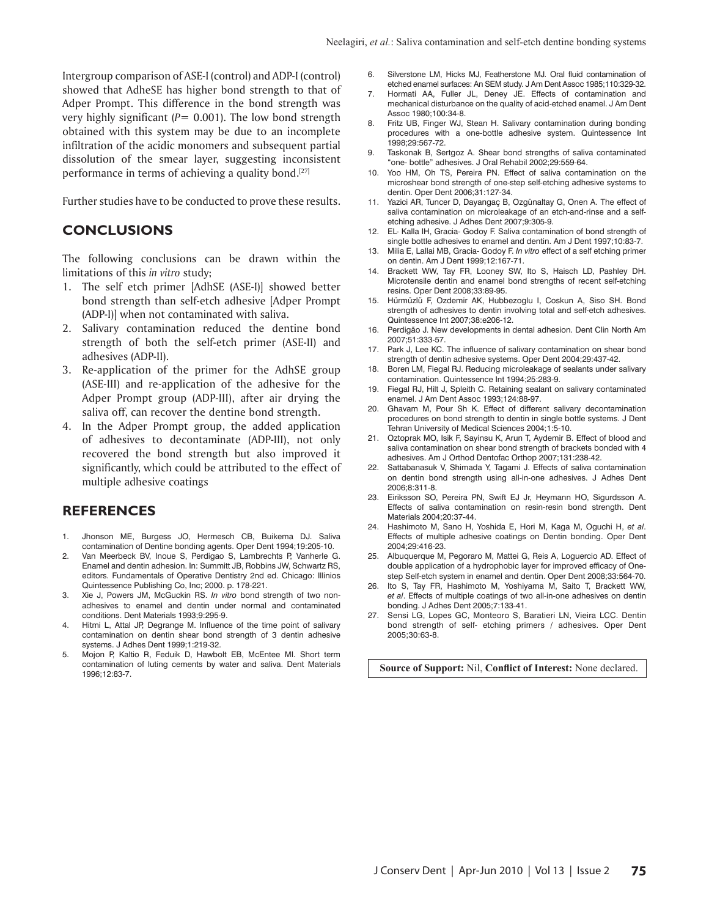Intergroup comparison of ASE-I (control) and ADP-I (control) showed that AdheSE has higher bond strength to that of Adper Prompt. This difference in the bond strength was very highly significant ($P = 0.001$). The low bond strength obtained with this system may be due to an incomplete infiltration of the acidic monomers and subsequent partial dissolution of the smear layer, suggesting inconsistent performance in terms of achieving a quality bond.[27]

Further studies have to be conducted to prove these results.

## CONCLUSIONS

The following conclusions can be drawn within the limitations of this *in vitro* study;

1. The self etch primer [AdhSE (ASE-I)] showed better bond strength than self-etch adhesive [Adper Prompt (ADP-I)] when not contaminated with saliva.
2. Salivary contamination reduced the dentine bond strength of both the self-etch primer (ASE-II) and adhesives (ADP-II).
3. Re-application of the primer for the AdhSE group (ASE-III) and re-application of the adhesive for the Adper Prompt group (ADP-III), after air drying the saliva off, can recover the dentine bond strength.
4. In the Adper Prompt group, the added application of adhesives to decontaminate (ADP-III), not only recovered the bond strength but also improved it significantly, which could be attributed to the effect of multiple adhesive coatings

## REFERENCES

1. Jhonson ME, Burgess JO, Hermesch CB, Buikema DJ. Saliva contamination of Dentine bonding agents. Oper Dent 1994;19:205-10.
2. Van Meerbeck BV, Inoue S, Perdigao S, Lambrechts P, Vanherle G. Enamel and dentin adhesion. In: Summitt JB, Robbins JW, Schwartz RS, editors. Fundamentals of Operative Dentistry 2nd ed. Chicago: Illinios Quintessence Publishing Co, Inc; 2000. p. 178-221.
3. Xie J, Powers JM, McGuckin RS. *In vitro* bond strength of two non-adhesives to enamel and dentin under normal and contaminated conditions. Dent Materials 1993;9:295-9.
4. Hitmi L, Attal JP, Degrange M. Influence of the time point of salivary contamination on dentin shear bond strength of 3 dentin adhesive systems. J Adhes Dent 1999;1:219-32.
5. Mojon P, Kaltio R, Feduik D, Hawbolt EB, McEntee MI. Short term contamination of luting cements by water and saliva. Dent Materials 1996;12:83-7.
6. Silverstone LM, Hicks MJ, Featherstone MJ. Oral fluid contamination of etched enamel surfaces: An SEM study. J Am Dent Assoc 1985;110:329-32.
7. Hormati AA, Fuller JL, Deney JE. Effects of contamination and mechanical disturbance on the quality of acid-etched enamel. J Am Dent Assoc 1980;100:34-8.
8. Fritz UB, Finger WJ, Stean H. Salivary contamination during bonding procedures with a one-bottle adhesive system. Quintessence Int 1998;29:567-72.
9. Taskonak B, Sertgoz A. Shear bond strengths of saliva contaminated "one- bottle" adhesives. J Oral Rehabil 2002;29:559-64.
10. Yoo HM, Oh TS, Pereira PN. Effect of saliva contamination on the microshear bond strength of one-step self-etching adhesive systems to dentin. Oper Dent 2006;31:127-34.
11. Yazici AR, Tuncer D, Dayangaç B, Ozgünaltay G, Onen A. The effect of saliva contamination on microleakage of an etch-and-rinse and a self-etching adhesive. J Adhes Dent 2007;9:305-9.
12. EL- Kalla IH, Gracia- Godoy F. Saliva contamination of bond strength of single bottle adhesives to enamel and dentin. Am J Dent 1997;10:83-7.
13. Milia E, Lallai MB, Gracia- Godoy F. *In vitro* effect of a self etching primer on dentin. Am J Dent 1999;12:167-71.
14. Brackett WW, Tay FR, Looney SW, Ito S, Haisch LD, Pashley DH. Microtensile dentin and enamel bond strengths of recent self-etching resins. Oper Dent 2008;33:89-95.
15. Hürmüzlü F, Ozdemir AK, Hubbezoglu I, Coskun A, Siso SH. Bond strength of adhesives to dentin involving total and self-etch adhesives. Quintessence Int 2007;38:e206-12.
16. Perdigão J. New developments in dental adhesion. Dent Clin North Am 2007;51:333-57.
17. Park J, Lee KC. The influence of salivary contamination on shear bond strength of dentin adhesive systems. Oper Dent 2004;29:437-42.
18. Boren LM, Fiegal RJ. Reducing microleakage of sealants under salivary contamination. Quintessence Int 1994;25:283-9.
19. Fiegal RJ, Hilt J, Spleith C. Retaining sealant on salivary contaminated enamel. J Am Dent Assoc 1993;124:88-97.
20. Ghavam M, Pour Sh K. Effect of different salivary decontamination procedures on bond strength to dentin in single bottle systems. J Dent Tehran University of Medical Sciences 2004;1:5-10.
21. Oztoprak MO, Isik F, Sayinsu K, Arun T, Aydemir B. Effect of blood and saliva contamination on shear bond strength of brackets bonded with 4 adhesives. Am J Orthod Dentofac Orthop 2007;131:238-42.
22. Sattabanasuk V, Shimada Y, Tagami J. Effects of saliva contamination on dentin bond strength using all-in-one adhesives. J Adhes Dent 2006;8:311-8.
23. Eiriksson SO, Pereira PN, Swift EJ Jr, Heymann HO, Sigurdsson A. Effects of saliva contamination on resin-resin bond strength. Dent Materials 2004;20:37-44.
24. Hashimoto M, Sano H, Yoshida E, Hori M, Kaga M, Oguchi H, *et al*. Effects of multiple adhesive coatings on Dentin bonding. Oper Dent 2004;29:416-23.
25. Albuquerque M, Pegoraro M, Mattei G, Reis A, Loguercio AD. Effect of double application of a hydrophobic layer for improved efficacy of One-step Self-etch system in enamel and dentin. Oper Dent 2008;33:564-70.
26. Ito S, Tay FR, Hashimoto M, Yoshiyama M, Saito T, Brackett WW, *et al*. Effects of multiple coatings of two all-in-one adhesives on dentin bonding. J Adhes Dent 2005;7:133-41.
27. Sensi LG, Lopes GC, Monteoro S, Baratieri LN, Vieira LCC. Dentin bond strength of self- etching primers / adhesives. Oper Dent 2005;30:63-8.

**Source of Support:** Nil, **Conflict of Interest:** None declared.